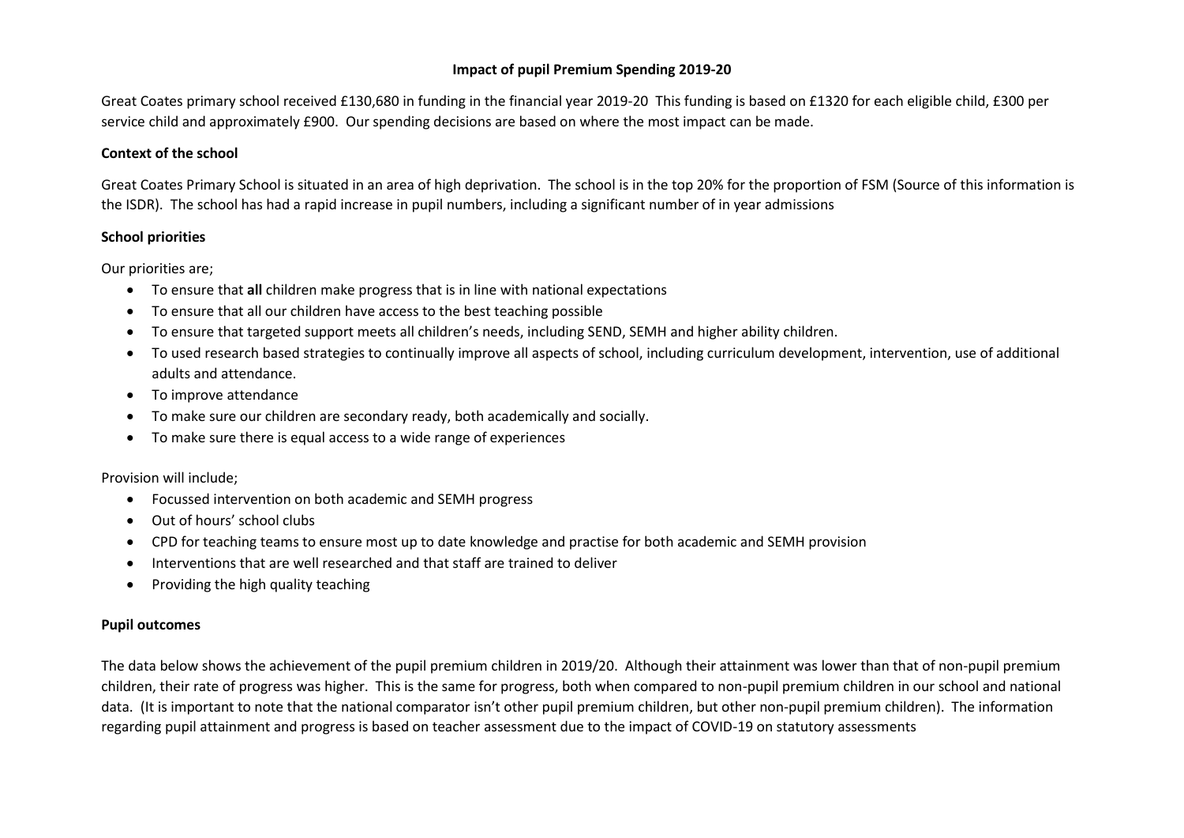# Impact of pupil Premium Spending 2019-20

Great Coates primary school received £130,680 in funding in the financial year 2019-20 This funding is based on £1320 for each eligible child, £300 per service child and approximately £900. Our spending decisions are based on where the most impact can be made.

**Context of the school**

Great Coates Primary School is situated in an area of high deprivation. The school is in the top 20% for the proportion of FSM (Source of this information is the ISDR). The school has had a rapid increase in pupil numbers, including a significant number of in year admissions

**School priorities**

Our priorities are;

- To ensure that **all** children make progress that is in line with national expectations
- To ensure that all our children have access to the best teaching possible
- To ensure that targeted support meets all children's needs, including SEND, SEMH and higher ability children.
- To used research based strategies to continually improve all aspects of school, including curriculum development, intervention, use of additional adults and attendance.
- To improve attendance
- To make sure our children are secondary ready, both academically and socially.
- To make sure there is equal access to a wide range of experiences

Provision will include;

- Focussed intervention on both academic and SEMH progress
- Out of hours' school clubs
- CPD for teaching teams to ensure most up to date knowledge and practise for both academic and SEMH provision
- Interventions that are well researched and that staff are trained to deliver
- Providing the high quality teaching

**Pupil outcomes**

The data below shows the achievement of the pupil premium children in 2019/20. Although their attainment was lower than that of non-pupil premium children, their rate of progress was higher. This is the same for progress, both when compared to non-pupil premium children in our school and national data. (It is important to note that the national comparator isn't other pupil premium children, but other non-pupil premium children). The information regarding pupil attainment and progress is based on teacher assessment due to the impact of COVID-19 on statutory assessments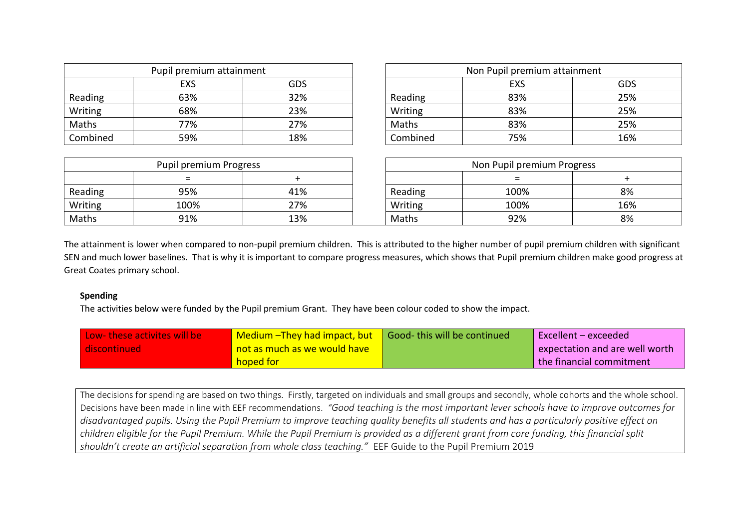| Pupil premium attainment | | |
|---|---|---|
| | EXS | GDS |
| Reading | 63% | 32% |
| Writing | 68% | 23% |
| Maths | 77% | 27% |
| Combined | 59% | 18% |

| Non Pupil premium attainment | | |
|---|---|---|
| | EXS | GDS |
| Reading | 83% | 25% |
| Writing | 83% | 25% |
| Maths | 83% | 25% |
| Combined | 75% | 16% |

| Pupil premium Progress | | |
|---|---|---|
| | = | + |
| Reading | 95% | 41% |
| Writing | 100% | 27% |
| Maths | 91% | 13% |

| Non Pupil premium Progress | | |
|---|---|---|
| | = | + |
| Reading | 100% | 8% |
| Writing | 100% | 16% |
| Maths | 92% | 8% |

The attainment is lower when compared to non-pupil premium children. This is attributed to the higher number of pupil premium children with significant SEN and much lower baselines. That is why it is important to compare progress measures, which shows that Pupil premium children make good progress at Great Coates primary school.

**Spending**

The activities below were funded by the Pupil premium Grant. They have been colour coded to show the impact.

| Low- these activites will be discontinued | Medium –They had impact, but not as much as we would have hoped for | Good- this will be continued | Excellent – exceeded expectation and are well worth the financial commitment |
|---|---|---|---|

The decisions for spending are based on two things. Firstly, targeted on individuals and small groups and secondly, whole cohorts and the whole school. Decisions have been made in line with EEF recommendations. *"Good teaching is the most important lever schools have to improve outcomes for disadvantaged pupils. Using the Pupil Premium to improve teaching quality benefits all students and has a particularly positive effect on children eligible for the Pupil Premium. While the Pupil Premium is provided as a different grant from core funding, this financial split shouldn't create an artificial separation from whole class teaching."* EEF Guide to the Pupil Premium 2019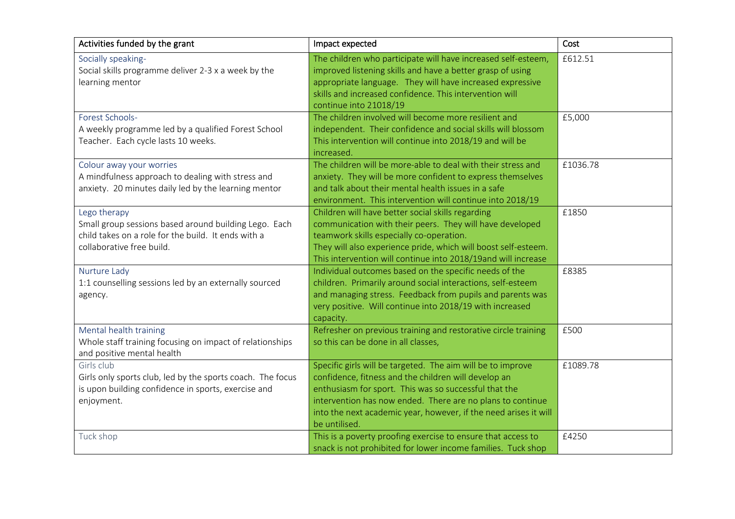| Activities funded by the grant | Impact expected | Cost |
|---|---|---|
| Socially speaking-<br>Social skills programme deliver 2-3 x a week by the learning mentor | The children who participate will have increased self-esteem, improved listening skills and have a better grasp of using appropriate language. They will have increased expressive skills and increased confidence. This intervention will continue into 21018/19 | £612.51 |
| Forest Schools-<br>A weekly programme led by a qualified Forest School Teacher. Each cycle lasts 10 weeks. | The children involved will become more resilient and independent. Their confidence and social skills will blossom This intervention will continue into 2018/19 and will be increased. | £5,000 |
| Colour away your worries<br>A mindfulness approach to dealing with stress and anxiety. 20 minutes daily led by the learning mentor | The children will be more-able to deal with their stress and anxiety. They will be more confident to express themselves and talk about their mental health issues in a safe environment. This intervention will continue into 2018/19 | £1036.78 |
| Lego therapy<br>Small group sessions based around building Lego. Each child takes on a role for the build. It ends with a collaborative free build. | Children will have better social skills regarding communication with their peers. They will have developed teamwork skills especially co-operation.<br>They will also experience pride, which will boost self-esteem. This intervention will continue into 2018/19and will increase | £1850 |
| Nurture Lady<br>1:1 counselling sessions led by an externally sourced agency. | Individual outcomes based on the specific needs of the children. Primarily around social interactions, self-esteem and managing stress. Feedback from pupils and parents was very positive. Will continue into 2018/19 with increased capacity. | £8385 |
| Mental health training<br>Whole staff training focusing on impact of relationships and positive mental health | Refresher on previous training and restorative circle training so this can be done in all classes, | £500 |
| Girls club<br>Girls only sports club, led by the sports coach. The focus is upon building confidence in sports, exercise and enjoyment. | Specific girls will be targeted. The aim will be to improve confidence, fitness and the children will develop an enthusiasm for sport. This was so successful that the intervention has now ended. There are no plans to continue into the next academic year, however, if the need arises it will be untilised. | £1089.78 |
| Tuck shop | This is a poverty proofing exercise to ensure that access to snack is not prohibited for lower income families. Tuck shop | £4250 |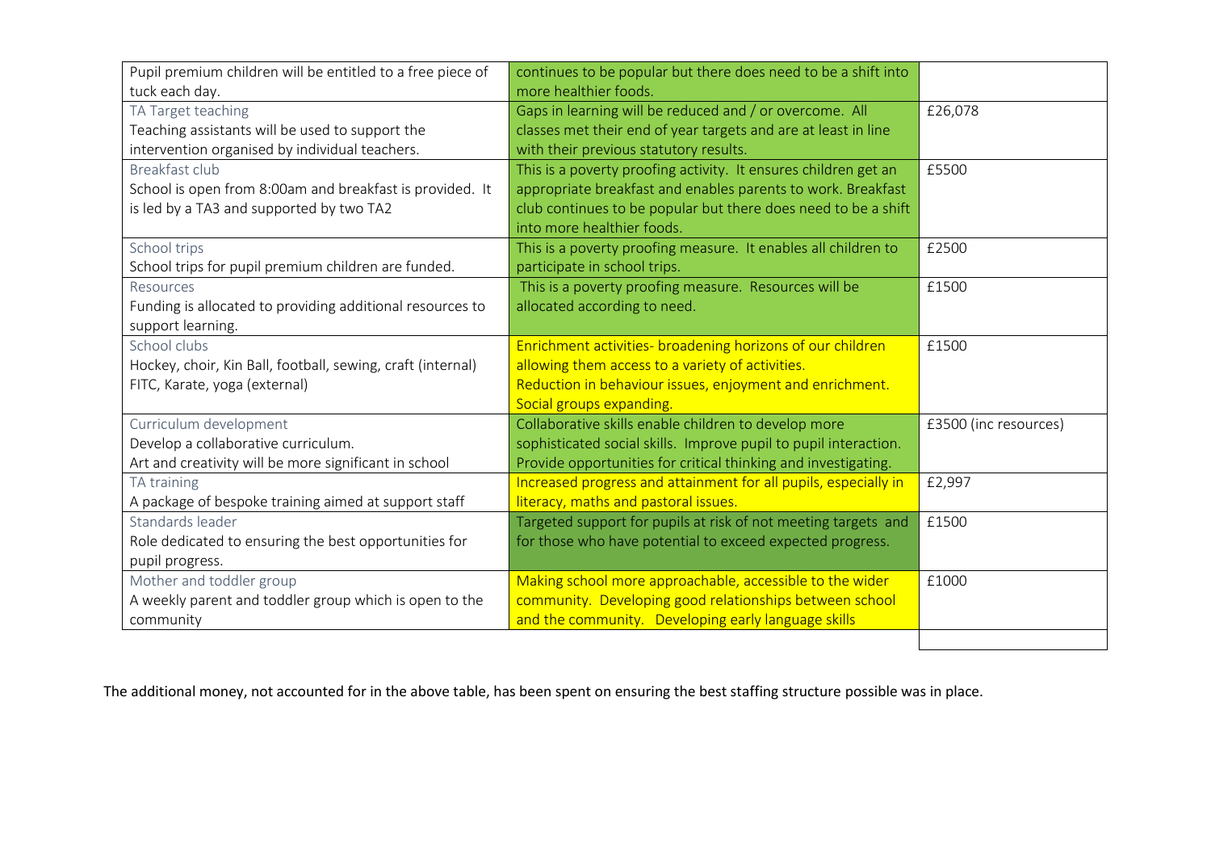| | | |
|---|---|---|
| Pupil premium children will be entitled to a free piece of tuck each day. | continues to be popular but there does need to be a shift into more healthier foods. | |
| TA Target teaching<br>Teaching assistants will be used to support the intervention organised by individual teachers. | Gaps in learning will be reduced and / or overcome. All classes met their end of year targets and are at least in line with their previous statutory results. | £26,078 |
| Breakfast club<br>School is open from 8:00am and breakfast is provided. It is led by a TA3 and supported by two TA2 | This is a poverty proofing activity. It ensures children get an appropriate breakfast and enables parents to work. Breakfast club continues to be popular but there does need to be a shift into more healthier foods. | £5500 |
| School trips<br>School trips for pupil premium children are funded. | This is a poverty proofing measure. It enables all children to participate in school trips. | £2500 |
| Resources<br>Funding is allocated to providing additional resources to support learning. | This is a poverty proofing measure. Resources will be allocated according to need. | £1500 |
| School clubs<br>Hockey, choir, Kin Ball, football, sewing, craft (internal)<br>FITC, Karate, yoga (external) | Enrichment activities- broadening horizons of our children allowing them access to a variety of activities.<br>Reduction in behaviour issues, enjoyment and enrichment.<br>Social groups expanding. | £1500 |
| Curriculum development<br>Develop a collaborative curriculum.<br>Art and creativity will be more significant in school | Collaborative skills enable children to develop more sophisticated social skills. Improve pupil to pupil interaction. Provide opportunities for critical thinking and investigating. | £3500 (inc resources) |
| TA training<br>A package of bespoke training aimed at support staff | Increased progress and attainment for all pupils, especially in literacy, maths and pastoral issues. | £2,997 |
| Standards leader<br>Role dedicated to ensuring the best opportunities for pupil progress. | Targeted support for pupils at risk of not meeting targets and for those who have potential to exceed expected progress. | £1500 |
| Mother and toddler group<br>A weekly parent and toddler group which is open to the community | Making school more approachable, accessible to the wider community. Developing good relationships between school and the community. Developing early language skills | £1000 |
| | | |

The additional money, not accounted for in the above table, has been spent on ensuring the best staffing structure possible was in place.